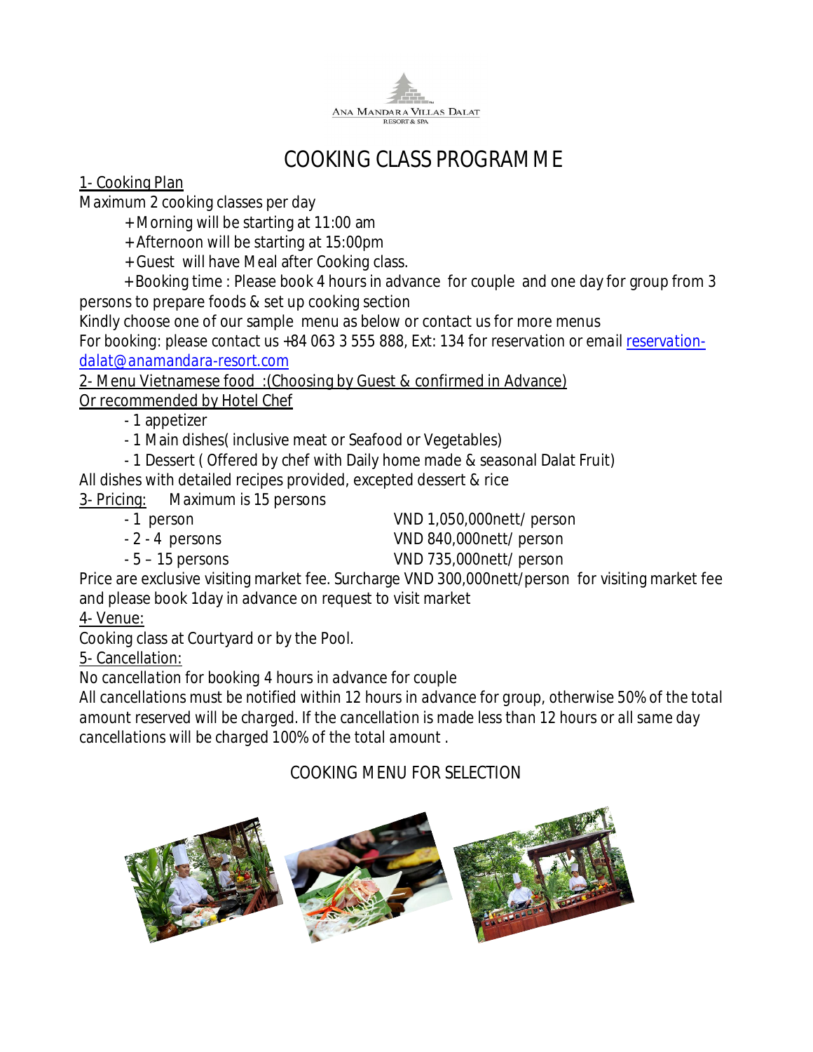ANA MANDARA VILLAS DALAT
RESORT & SPA

# COOKING CLASS PROGRAMME

1- Cooking Plan

Maximum 2 cooking classes per day

+ Morning will be starting at 11:00 am
+ Afternoon will be starting at 15:00pm
+ Guest will have Meal after Cooking class.
+ Booking time : Please book 4 hours in advance for couple and one day for group from 3 persons to prepare foods & set up cooking section

Kindly choose one of our sample menu as below or contact us for more menus

For booking: please contact us +84 063 3 555 888, Ext: 134 for reservation or email reservation-dalat@anamandara-resort.com

2- Menu Vietnamese food :(Choosing by Guest & confirmed in Advance)
Or recommended by Hotel Chef

- 1 appetizer
- 1 Main dishes( inclusive meat or Seafood or Vegetables)
- 1 Dessert ( Offered by chef with Daily home made & seasonal Dalat Fruit)

All dishes with detailed recipes provided, excepted dessert & rice

3- Pricing: Maximum is 15 persons

| | |
|---|---|
| - 1 person | VND 1,050,000nett/ person |
| - 2 - 4 persons | VND 840,000nett/ person |
| - 5 – 15 persons | VND 735,000nett/ person |

Price are exclusive visiting market fee. Surcharge VND 300,000nett/person for visiting market fee and please book 1day in advance on request to visit market

4- Venue:

Cooking class at Courtyard or by the Pool.

5- Cancellation:

*No cancellation for booking 4 hours in advance for couple*

*All cancellations must be notified within 12 hours in advance for group, otherwise 50% of the total amount reserved will be charged. If the cancellation is made less than 12 hours or all same day cancellations will be charged 100% of the total amount .*

## COOKING MENU FOR SELECTION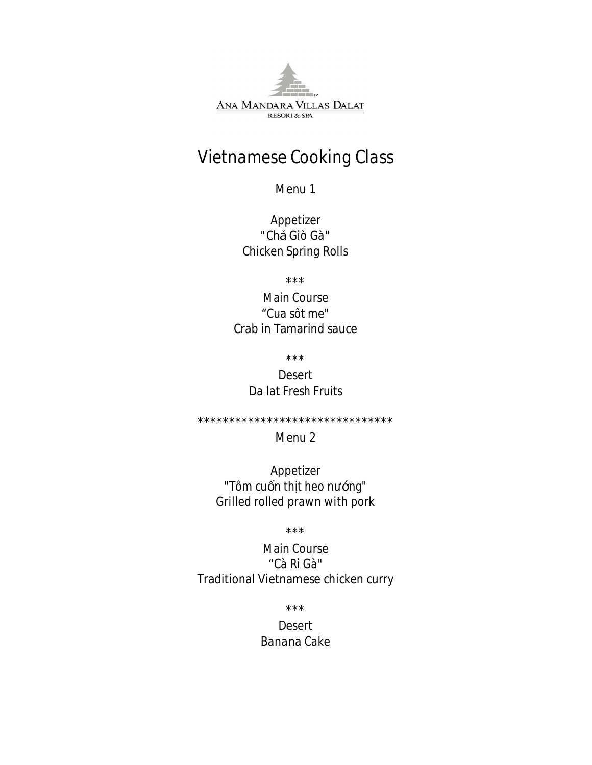ANA MANDARA VILLAS DALAT
RESORT & SPA

# Vietnamese Cooking Class

## Menu 1

Appetizer
"Chả Giò Gà"
Chicken Spring Rolls

***

Main Course
“Cua sốt me"
Crab in Tamarind sauce

***

Desert
Da lat Fresh Fruits

*******************************

## Menu 2

Appetizer
"Tôm cuốn thịt heo nướng"
Grilled rolled prawn with pork

***

Main Course
“Cà Ri Gà"
Traditional Vietnamese chicken curry

***

Desert
Banana Cake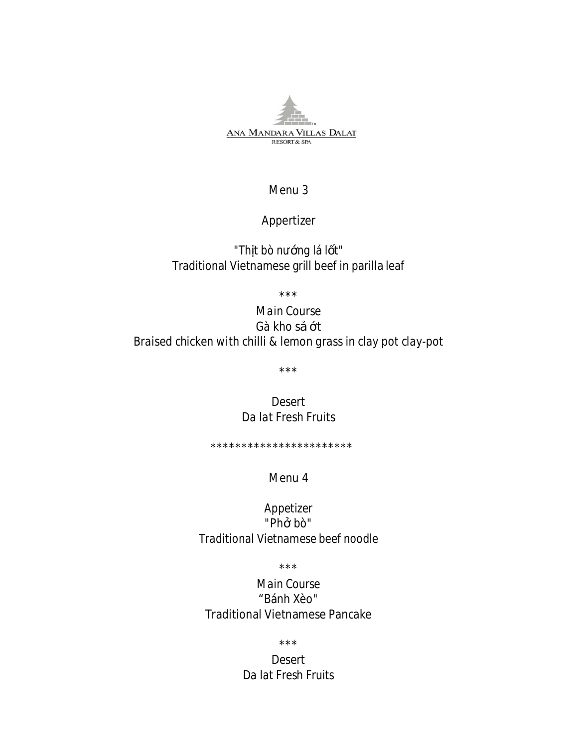ANA MANDARA VILLAS DALAT
RESORT & SPA

Menu 3

Appertizer

"Thịt bò nướng lá lốt"
Traditional Vietnamese grill beef in parilla leaf

***

Main Course
Gà kho sả ớt
Braised chicken with chilli & lemon grass in clay pot clay-pot

***

Desert
Da lat Fresh Fruits

***********************

Menu 4

Appetizer
"Phở bò"
Traditional Vietnamese beef noodle

***

Main Course
“Bánh Xèo"
Traditional Vietnamese Pancake

***

Desert
Da lat Fresh Fruits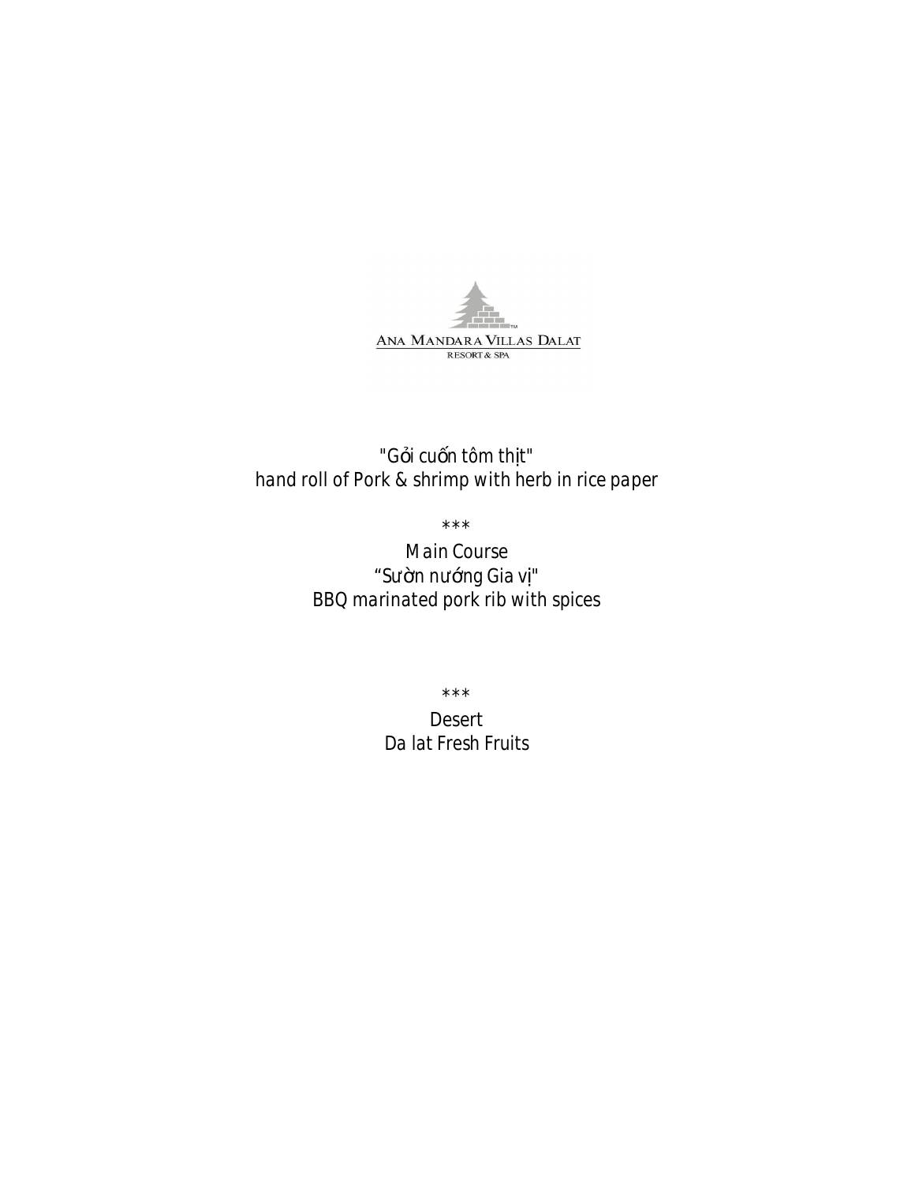ANA MANDARA VILLAS DALAT
RESORT & SPA

*"Gỏi cuốn tôm thịt"*
*hand roll of Pork & shrimp with herb in rice paper*

***

Main Course
*"Sườn nướng Gia vị"*
BBQ marinated pork rib with spices

***

Desert
Da lat Fresh Fruits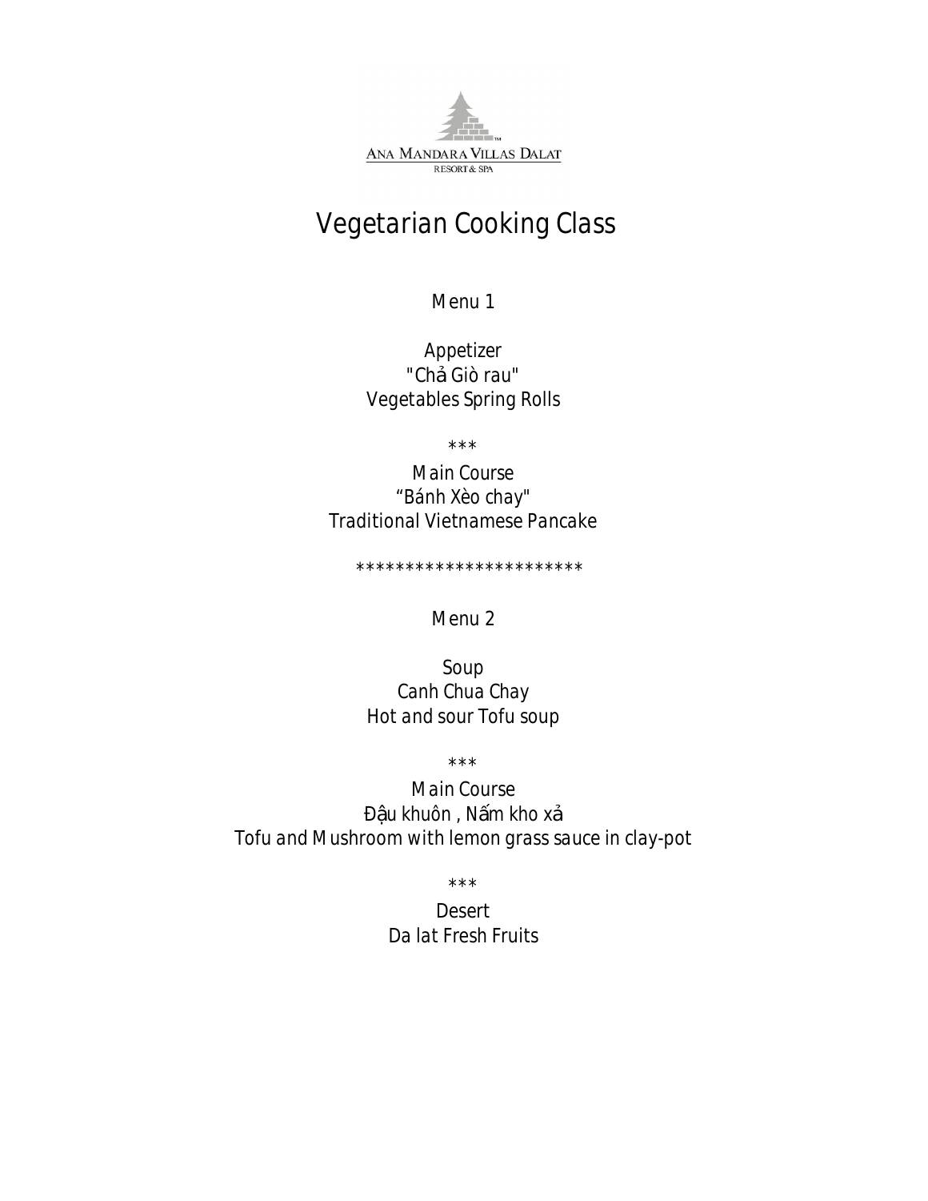ANA MANDARA VILLAS DALAT
RESORT & SPA

# Vegetarian Cooking Class

## Menu 1

Appetizer
"Chả Giò rau"
Vegetables Spring Rolls

***

Main Course
"Bánh Xèo chay"
Traditional Vietnamese Pancake

***********************

## Menu 2

Soup
Canh Chua Chay
Hot and sour Tofu soup

***

Main Course
Đậu khuôn , Nấm kho xả
Tofu and Mushroom with lemon grass sauce in clay-pot

***

Desert
Da lat Fresh Fruits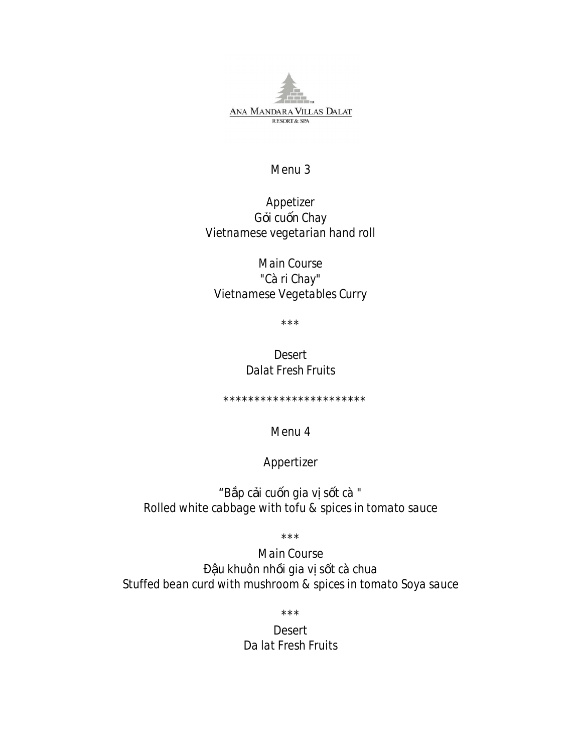ANA MANDARA VILLAS DALAT
RESORT & SPA

## Menu 3

Appetizer
Gỏi cuốn Chay
Vietnamese vegetarian hand roll

Main Course
"Cà ri Chay"
Vietnamese Vegetables Curry

***

Desert
Dalat Fresh Fruits

***********************

## Menu 4

Appertizer

"Bắp cải cuốn gia vị sốt cà "
Rolled white cabbage with tofu & spices in tomato sauce

***

Main Course
Đậu khuôn nhồi gia vị sốt cà chua
Stuffed bean curd with mushroom & spices in tomato Soya sauce

***

Desert
Da lat Fresh Fruits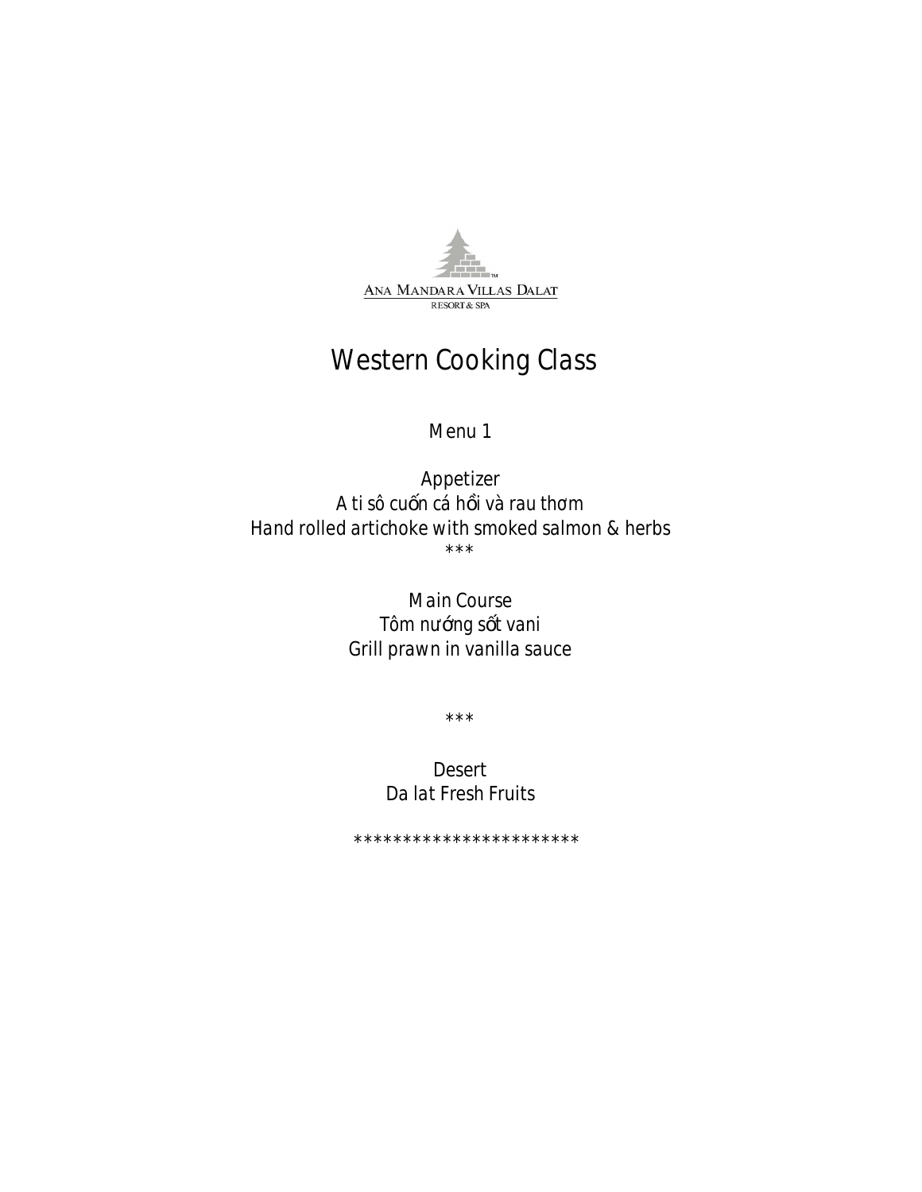ANA MANDARA VILLAS DALAT
RESORT & SPA

# Western Cooking Class

Menu 1

Appetizer
*A ti sô cuốn cá hồi và rau thơm*
*Hand rolled artichoke with smoked salmon & herbs*
***

Main Course
*Tôm nướng sốt vani*
*Grill prawn in vanilla sauce*

***

Desert
Da lat Fresh Fruits

***********************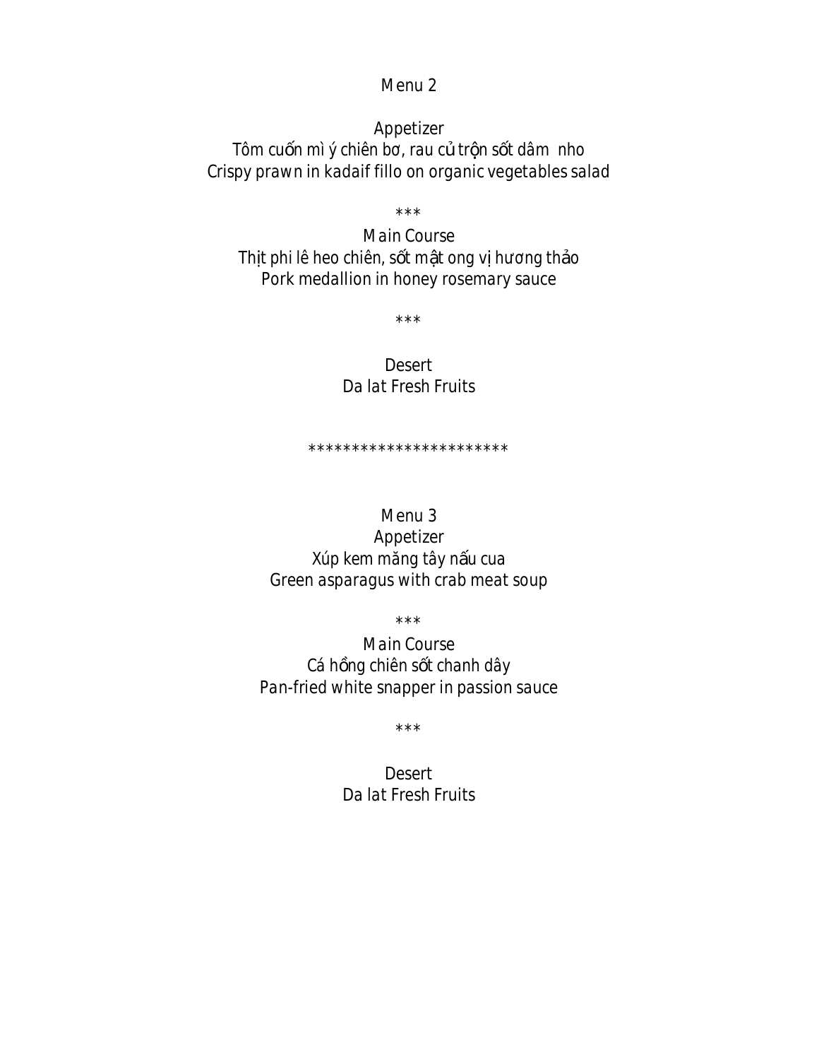Menu 2

Appetizer
Tôm cuốn mì ý chiên bơ, rau củ trộn sốt dâm  nho
Crispy prawn in kadaif fillo on organic vegetables salad

***

Main Course
Thịt phi lê heo chiên, sốt mật ong vị hương thảo
Pork medallion in honey rosemary sauce

***

Desert
Da lat Fresh Fruits

***********************

Menu 3
Appetizer
Xúp kem măng tây nấu cua
Green asparagus with crab meat soup

***

Main Course
Cá hồng chiên sốt chanh dây
Pan-fried white snapper in passion sauce

***

Desert
Da lat Fresh Fruits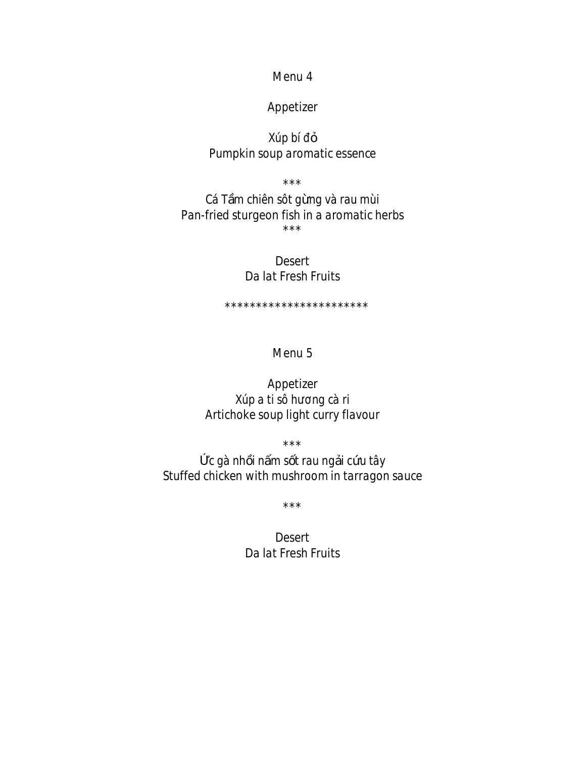Menu 4

Appetizer

Xúp bí đỏ
Pumpkin soup aromatic essence

***

Cá Tầm chiên sôt gừng và rau mùi
Pan-fried sturgeon fish in a aromatic herbs

***

Desert
Da lat Fresh Fruits

***********************

Menu 5

Appetizer
Xúp a ti sô hương cà ri
Artichoke soup light curry flavour

***

Ức gà nhồi nấm sốt rau ngải cứu tây
Stuffed chicken with mushroom in tarragon sauce

***

Desert
Da lat Fresh Fruits